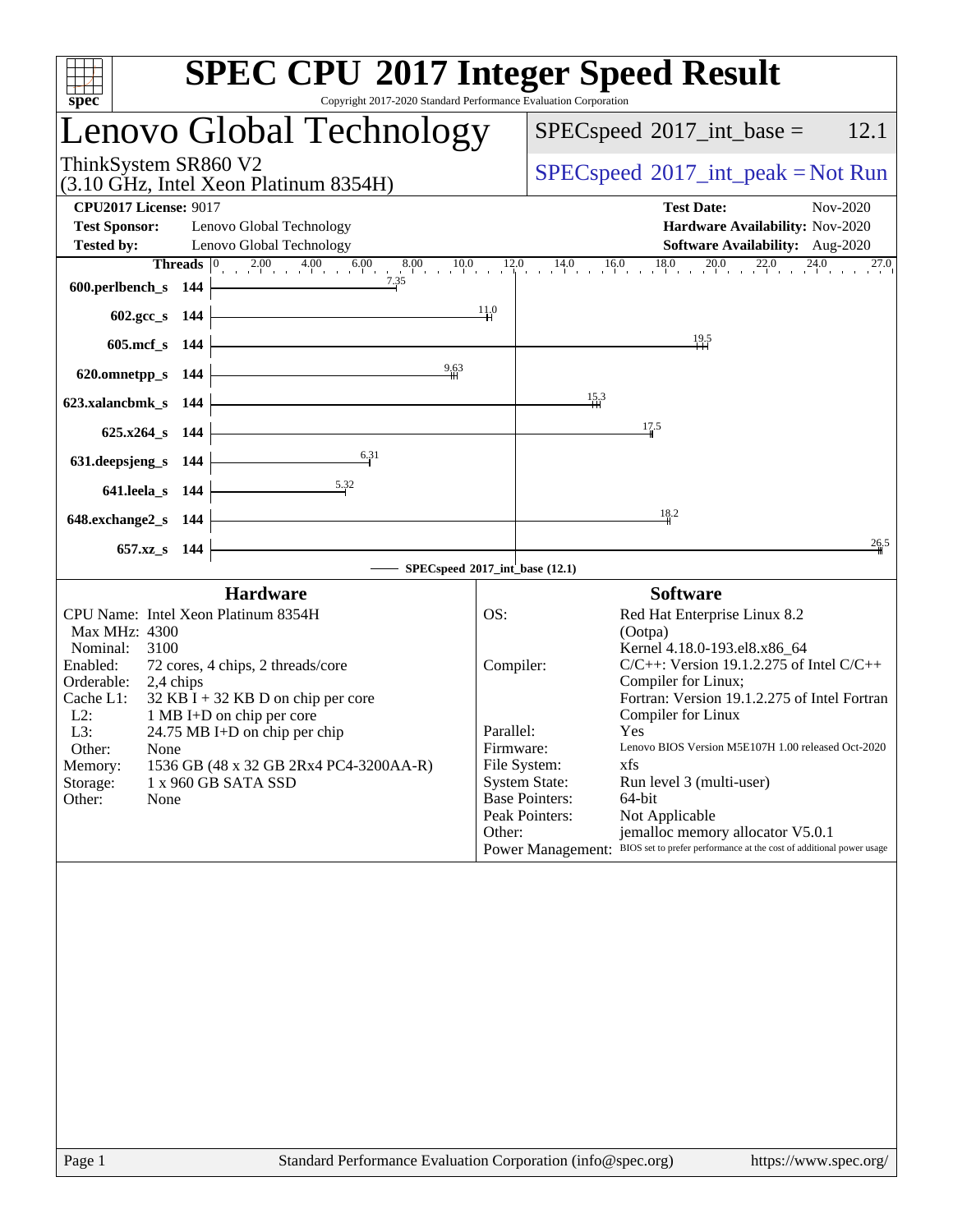# SPEC CPU 2017 Integer Speed Result

Copyright 2017-2020 Standard Performance Evaluation Corporation

## Lenovo Global Technology

ThinkSystem SR860 V2
(3.10 GHz, Intel Xeon Platinum 8354H)

SPECspeed 2017_int_base = 12.1

SPECspeed 2017_int_peak = Not Run

**CPU2017 License:** 9017
**Test Sponsor:** Lenovo Global Technology
**Tested by:** Lenovo Global Technology

**Test Date:** Nov-2020
**Hardware Availability:** Nov-2020
**Software Availability:** Aug-2020

| Benchmark | Threads | Base |
|---|---|---|
| 600.perlbench_s | 144 | 7.35 |
| 602.gcc_s | 144 | 11.0 |
| 605.mcf_s | 144 | 19.5 |
| 620.omnetpp_s | 144 | 9.63 |
| 623.xalancbmk_s | 144 | 15.3 |
| 625.x264_s | 144 | 17.5 |
| 631.deepsjeng_s | 144 | 6.31 |
| 641.leela_s | 144 | 5.32 |
| 648.exchange2_s | 144 | 18.2 |
| 657.xz_s | 144 | 26.5 |

SPECspeed 2017_int_base (12.1)

### Hardware

| | |
|---|---|
| CPU Name: | Intel Xeon Platinum 8354H |
| Max MHz: | 4300 |
| Nominal: | 3100 |
| Enabled: | 72 cores, 4 chips, 2 threads/core |
| Orderable: | 2,4 chips |
| Cache L1: | 32 KB I + 32 KB D on chip per core |
| L2: | 1 MB I+D on chip per core |
| L3: | 24.75 MB I+D on chip per chip |
| Other: | None |
| Memory: | 1536 GB (48 x 32 GB 2Rx4 PC4-3200AA-R) |
| Storage: | 1 x 960 GB SATA SSD |
| Other: | None |

### Software

| | |
|---|---|
| OS: | Red Hat Enterprise Linux 8.2 (Ootpa) Kernel 4.18.0-193.el8.x86_64 |
| Compiler: | C/C++: Version 19.1.2.275 of Intel C/C++ Compiler for Linux; Fortran: Version 19.1.2.275 of Intel Fortran Compiler for Linux |
| Parallel: | Yes |
| Firmware: | Lenovo BIOS Version M5E107H 1.00 released Oct-2020 |
| File System: | xfs |
| System State: | Run level 3 (multi-user) |
| Base Pointers: | 64-bit |
| Peak Pointers: | Not Applicable |
| Other: | jemalloc memory allocator V5.0.1 |
| Power Management: | BIOS set to prefer performance at the cost of additional power usage |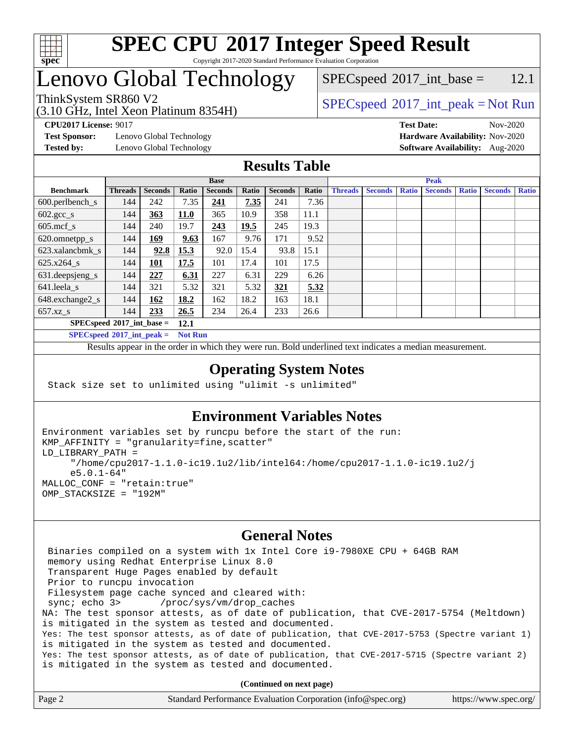# SPEC CPU 2017 Integer Speed Result

Copyright 2017-2020 Standard Performance Evaluation Corporation

# Lenovo Global Technology

ThinkSystem SR860 V2
(3.10 GHz, Intel Xeon Platinum 8354H)

SPECspeed 2017_int_base = 12.1

SPECspeed 2017_int_peak = Not Run

**CPU2017 License:** 9017
**Test Sponsor:** Lenovo Global Technology
**Tested by:** Lenovo Global Technology

**Test Date:** Nov-2020
**Hardware Availability:** Nov-2020
**Software Availability:** Aug-2020

## Results Table

| | Base | | | | | | | Peak | | | | | | |
|---|---|---|---|---|---|---|---|---|---|---|---|---|---|---|
| **Benchmark** | **Threads** | **Seconds** | **Ratio** | **Seconds** | **Ratio** | **Seconds** | **Ratio** | **Threads** | **Seconds** | **Ratio** | **Seconds** | **Ratio** | **Seconds** | **Ratio** |
| 600.perlbench_s | 144 | 242 | 7.35 | **241** | **7.35** | 241 | 7.36 | | | | | | | |
| 602.gcc_s | 144 | **363** | **11.0** | 365 | 10.9 | 358 | 11.1 | | | | | | | |
| 605.mcf_s | 144 | 240 | 19.7 | **243** | **19.5** | 245 | 19.3 | | | | | | | |
| 620.omnetpp_s | 144 | **169** | **9.63** | 167 | 9.76 | 171 | 9.52 | | | | | | | |
| 623.xalancbmk_s | 144 | **92.8** | **15.3** | 92.0 | 15.4 | 93.8 | 15.1 | | | | | | | |
| 625.x264_s | 144 | **101** | **17.5** | 101 | 17.4 | 101 | 17.5 | | | | | | | |
| 631.deepsjeng_s | 144 | **227** | **6.31** | 227 | 6.31 | 229 | 6.26 | | | | | | | |
| 641.leela_s | 144 | 321 | 5.32 | 321 | 5.32 | **321** | **5.32** | | | | | | | |
| 648.exchange2_s | 144 | **162** | **18.2** | 162 | 18.2 | 163 | 18.1 | | | | | | | |
| 657.xz_s | 144 | **233** | **26.5** | 234 | 26.4 | 233 | 26.6 | | | | | | | |

**SPECspeed 2017_int_base = 12.1**

**SPECspeed 2017_int_peak = Not Run**

Results appear in the order in which they were run. Bold underlined text indicates a median measurement.

## Operating System Notes

```
Stack size set to unlimited using "ulimit -s unlimited"
```

## Environment Variables Notes

```
Environment variables set by runcpu before the start of the run:
KMP_AFFINITY = "granularity=fine,scatter"
LD_LIBRARY_PATH =
     "/home/cpu2017-1.1.0-ic19.1u2/lib/intel64:/home/cpu2017-1.1.0-ic19.1u2/j
     e5.0.1-64"
MALLOC_CONF = "retain:true"
OMP_STACKSIZE = "192M"
```

## General Notes

```
 Binaries compiled on a system with 1x Intel Core i9-7980XE CPU + 64GB RAM
 memory using Redhat Enterprise Linux 8.0
 Transparent Huge Pages enabled by default
 Prior to runcpu invocation
 Filesystem page cache synced and cleared with:
 sync; echo 3>       /proc/sys/vm/drop_caches
NA: The test sponsor attests, as of date of publication, that CVE-2017-5754 (Meltdown)
is mitigated in the system as tested and documented.
Yes: The test sponsor attests, as of date of publication, that CVE-2017-5753 (Spectre variant 1)
is mitigated in the system as tested and documented.
Yes: The test sponsor attests, as of date of publication, that CVE-2017-5715 (Spectre variant 2)
is mitigated in the system as tested and documented.
```

**(Continued on next page)**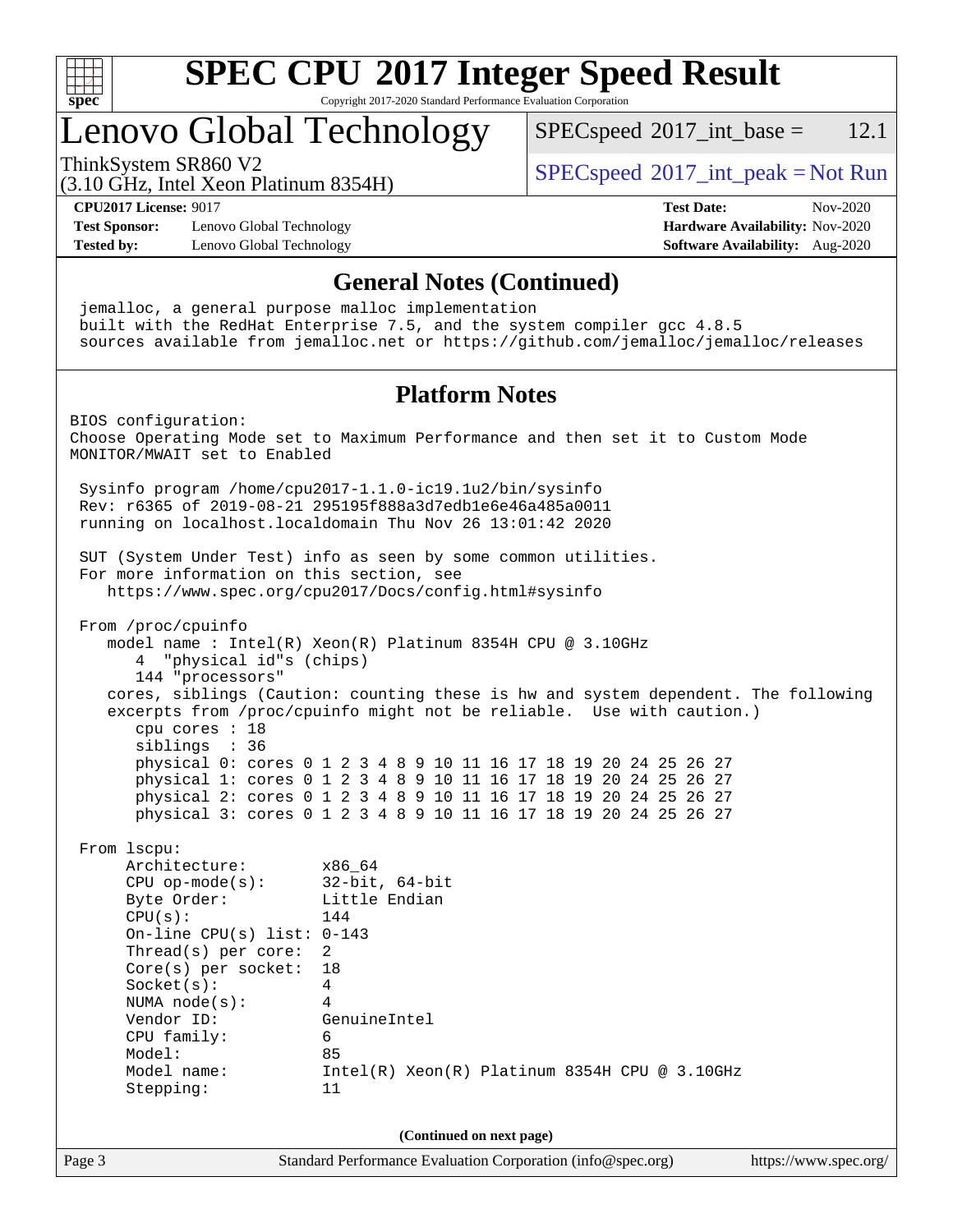# SPEC CPU 2017 Integer Speed Result

Copyright 2017-2020 Standard Performance Evaluation Corporation

## Lenovo Global Technology

ThinkSystem SR860 V2
(3.10 GHz, Intel Xeon Platinum 8354H)

SPECspeed 2017_int_base = 12.1

SPECspeed 2017_int_peak = Not Run

**CPU2017 License:** 9017
**Test Sponsor:** Lenovo Global Technology
**Tested by:** Lenovo Global Technology

**Test Date:** Nov-2020
**Hardware Availability:** Nov-2020
**Software Availability:** Aug-2020

### General Notes (Continued)

```
jemalloc, a general purpose malloc implementation
built with the RedHat Enterprise 7.5, and the system compiler gcc 4.8.5
sources available from jemalloc.net or https://github.com/jemalloc/jemalloc/releases
```

### Platform Notes

```
BIOS configuration:
Choose Operating Mode set to Maximum Performance and then set it to Custom Mode
MONITOR/MWAIT set to Enabled

 Sysinfo program /home/cpu2017-1.1.0-ic19.1u2/bin/sysinfo
 Rev: r6365 of 2019-08-21 295195f888a3d7edb1e6e46a485a0011
 running on localhost.localdomain Thu Nov 26 13:01:42 2020

 SUT (System Under Test) info as seen by some common utilities.
 For more information on this section, see
    https://www.spec.org/cpu2017/Docs/config.html#sysinfo

 From /proc/cpuinfo
    model name : Intel(R) Xeon(R) Platinum 8354H CPU @ 3.10GHz
       4  "physical id"s (chips)
       144 "processors"
    cores, siblings (Caution: counting these is hw and system dependent. The following
    excerpts from /proc/cpuinfo might not be reliable.  Use with caution.)
       cpu cores : 18
       siblings  : 36
       physical 0: cores 0 1 2 3 4 8 9 10 11 16 17 18 19 20 24 25 26 27
       physical 1: cores 0 1 2 3 4 8 9 10 11 16 17 18 19 20 24 25 26 27
       physical 2: cores 0 1 2 3 4 8 9 10 11 16 17 18 19 20 24 25 26 27
       physical 3: cores 0 1 2 3 4 8 9 10 11 16 17 18 19 20 24 25 26 27

 From lscpu:
      Architecture:        x86_64
      CPU op-mode(s):      32-bit, 64-bit
      Byte Order:          Little Endian
      CPU(s):              144
      On-line CPU(s) list: 0-143
      Thread(s) per core:  2
      Core(s) per socket:  18
      Socket(s):           4
      NUMA node(s):        4
      Vendor ID:           GenuineIntel
      CPU family:          6
      Model:               85
      Model name:          Intel(R) Xeon(R) Platinum 8354H CPU @ 3.10GHz
      Stepping:            11
```

(Continued on next page)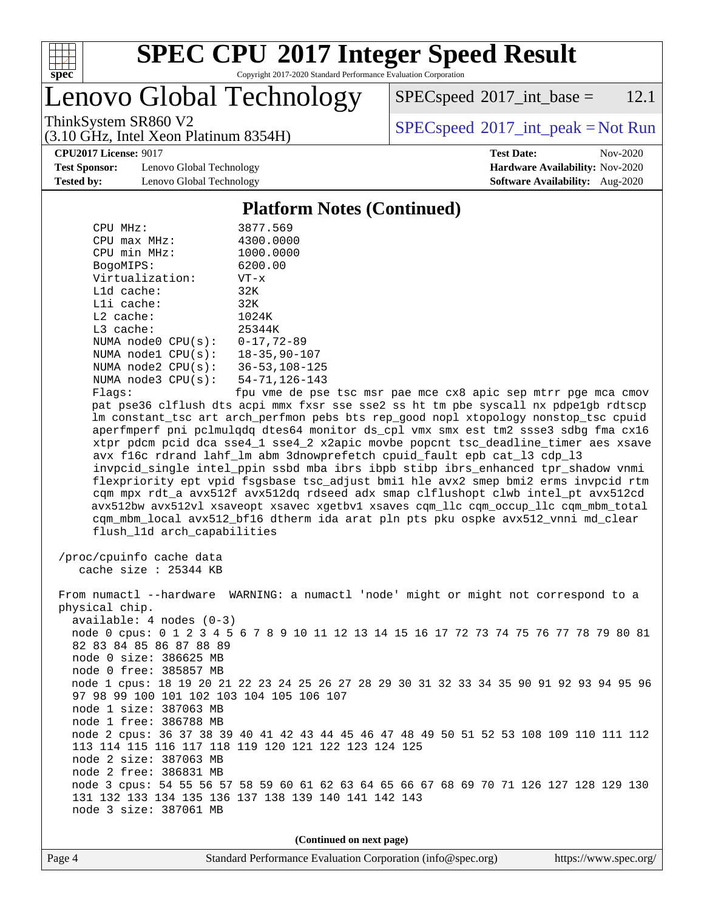## Platform Notes (Continued)

```
    CPU MHz:               3877.569
    CPU max MHz:           4300.0000
    CPU min MHz:           1000.0000
    BogoMIPS:              6200.00
    Virtualization:        VT-x
    L1d cache:             32K
    L1i cache:             32K
    L2 cache:              1024K
    L3 cache:              25344K
    NUMA node0 CPU(s):     0-17,72-89
    NUMA node1 CPU(s):     18-35,90-107
    NUMA node2 CPU(s):     36-53,108-125
    NUMA node3 CPU(s):     54-71,126-143
    Flags:                 fpu vme de pse tsc msr pae mce cx8 apic sep mtrr pge mca cmov
    pat pse36 clflush dts acpi mmx fxsr sse sse2 ss ht tm pbe syscall nx pdpe1gb rdtscp
    lm constant_tsc art arch_perfmon pebs bts rep_good nopl xtopology nonstop_tsc cpuid
    aperfmperf pni pclmulqdq dtes64 monitor ds_cpl vmx smx est tm2 ssse3 sdbg fma cx16
    xtpr pdcm pcid dca sse4_1 sse4_2 x2apic movbe popcnt tsc_deadline_timer aes xsave
    avx f16c rdrand lahf_lm abm 3dnowprefetch cpuid_fault epb cat_l3 cdp_l3
    invpcid_single intel_ppin ssbd mba ibrs ibpb stibp ibrs_enhanced tpr_shadow vnmi
    flexpriority ept vpid fsgsbase tsc_adjust bmi1 hle avx2 smep bmi2 erms invpcid rtm
    cqm mpx rdt_a avx512f avx512dq rdseed adx smap clflushopt clwb intel_pt avx512cd
    avx512bw avx512vl xsaveopt xsavec xgetbv1 xsaves cqm_llc cqm_occup_llc cqm_mbm_total
    cqm_mbm_local avx512_bf16 dtherm ida arat pln pts pku ospke avx512_vnni md_clear
    flush_l1d arch_capabilities

 /proc/cpuinfo cache data
    cache size : 25344 KB

 From numactl --hardware  WARNING: a numactl 'node' might or might not correspond to a
 physical chip.
   available: 4 nodes (0-3)
   node 0 cpus: 0 1 2 3 4 5 6 7 8 9 10 11 12 13 14 15 16 17 72 73 74 75 76 77 78 79 80 81
   82 83 84 85 86 87 88 89
   node 0 size: 386625 MB
   node 0 free: 385857 MB
   node 1 cpus: 18 19 20 21 22 23 24 25 26 27 28 29 30 31 32 33 34 35 90 91 92 93 94 95 96
   97 98 99 100 101 102 103 104 105 106 107
   node 1 size: 387063 MB
   node 1 free: 386788 MB
   node 2 cpus: 36 37 38 39 40 41 42 43 44 45 46 47 48 49 50 51 52 53 108 109 110 111 112
   113 114 115 116 117 118 119 120 121 122 123 124 125
   node 2 size: 387063 MB
   node 2 free: 386831 MB
   node 3 cpus: 54 55 56 57 58 59 60 61 62 63 64 65 66 67 68 69 70 71 126 127 128 129 130
   131 132 133 134 135 136 137 138 139 140 141 142 143
   node 3 size: 387061 MB
```

**(Continued on next page)**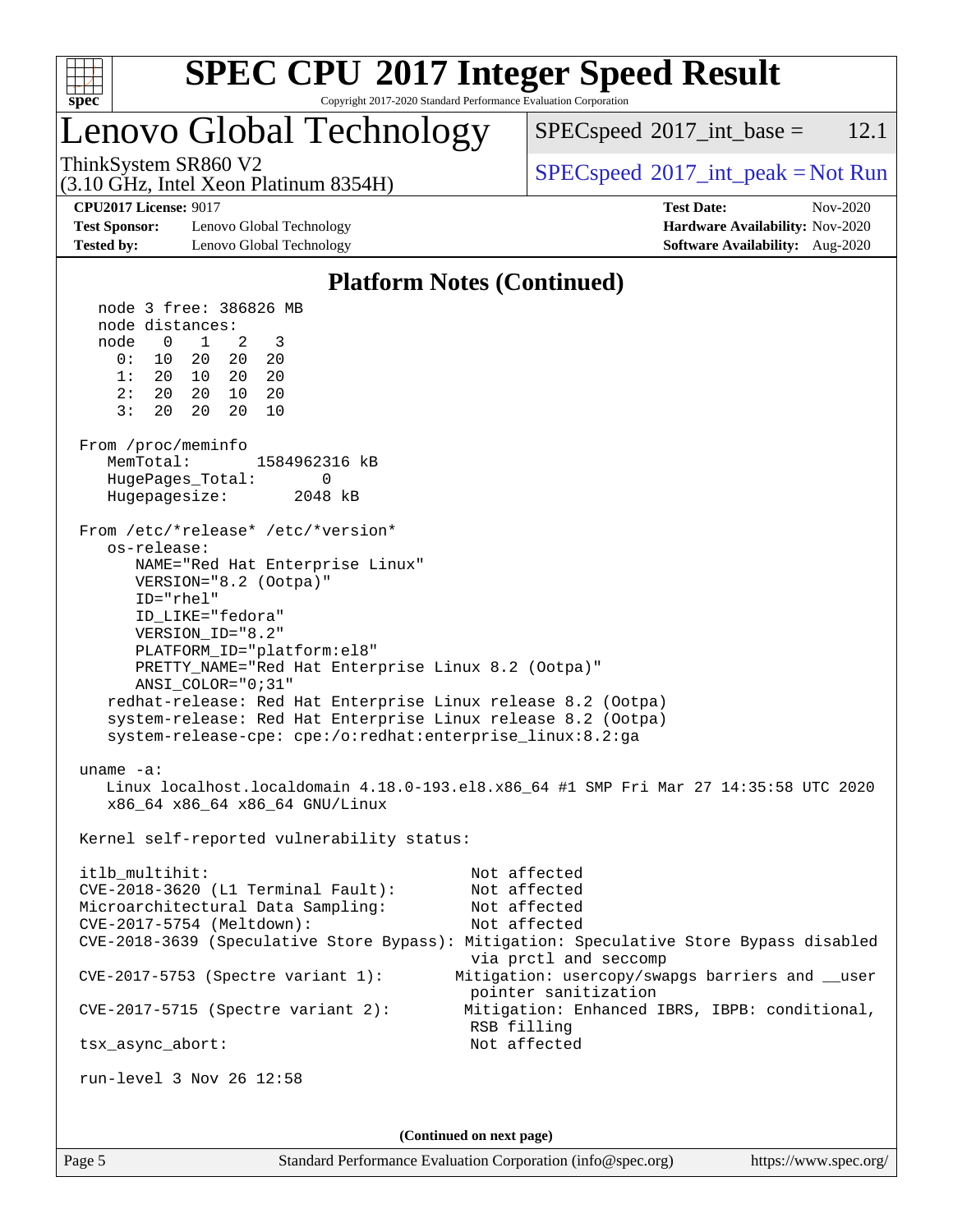## Platform Notes (Continued)

```
  node 3 free: 386826 MB
  node distances:
  node   0   1   2   3
    0:  10  20  20  20
    1:  20  10  20  20
    2:  20  20  10  20
    3:  20  20  20  10

From /proc/meminfo
   MemTotal:       1584962316 kB
   HugePages_Total:       0
   Hugepagesize:       2048 kB

From /etc/*release* /etc/*version*
   os-release:
      NAME="Red Hat Enterprise Linux"
      VERSION="8.2 (Ootpa)"
      ID="rhel"
      ID_LIKE="fedora"
      VERSION_ID="8.2"
      PLATFORM_ID="platform:el8"
      PRETTY_NAME="Red Hat Enterprise Linux 8.2 (Ootpa)"
      ANSI_COLOR="0;31"
   redhat-release: Red Hat Enterprise Linux release 8.2 (Ootpa)
   system-release: Red Hat Enterprise Linux release 8.2 (Ootpa)
   system-release-cpe: cpe:/o:redhat:enterprise_linux:8.2:ga

uname -a:
   Linux localhost.localdomain 4.18.0-193.el8.x86_64 #1 SMP Fri Mar 27 14:35:58 UTC 2020
   x86_64 x86_64 x86_64 GNU/Linux

Kernel self-reported vulnerability status:

itlb_multihit:                                         Not affected
CVE-2018-3620 (L1 Terminal Fault):                     Not affected
Microarchitectural Data Sampling:                      Not affected
CVE-2017-5754 (Meltdown):                              Not affected
CVE-2018-3639 (Speculative Store Bypass): Mitigation: Speculative Store Bypass disabled
                                                       via prctl and seccomp
CVE-2017-5753 (Spectre variant 1):                    Mitigation: usercopy/swapgs barriers and __user
                                                       pointer sanitization
CVE-2017-5715 (Spectre variant 2):                     Mitigation: Enhanced IBRS, IBPB: conditional,
                                                       RSB filling
tsx_async_abort:                                       Not affected

run-level 3 Nov 26 12:58
```

(Continued on next page)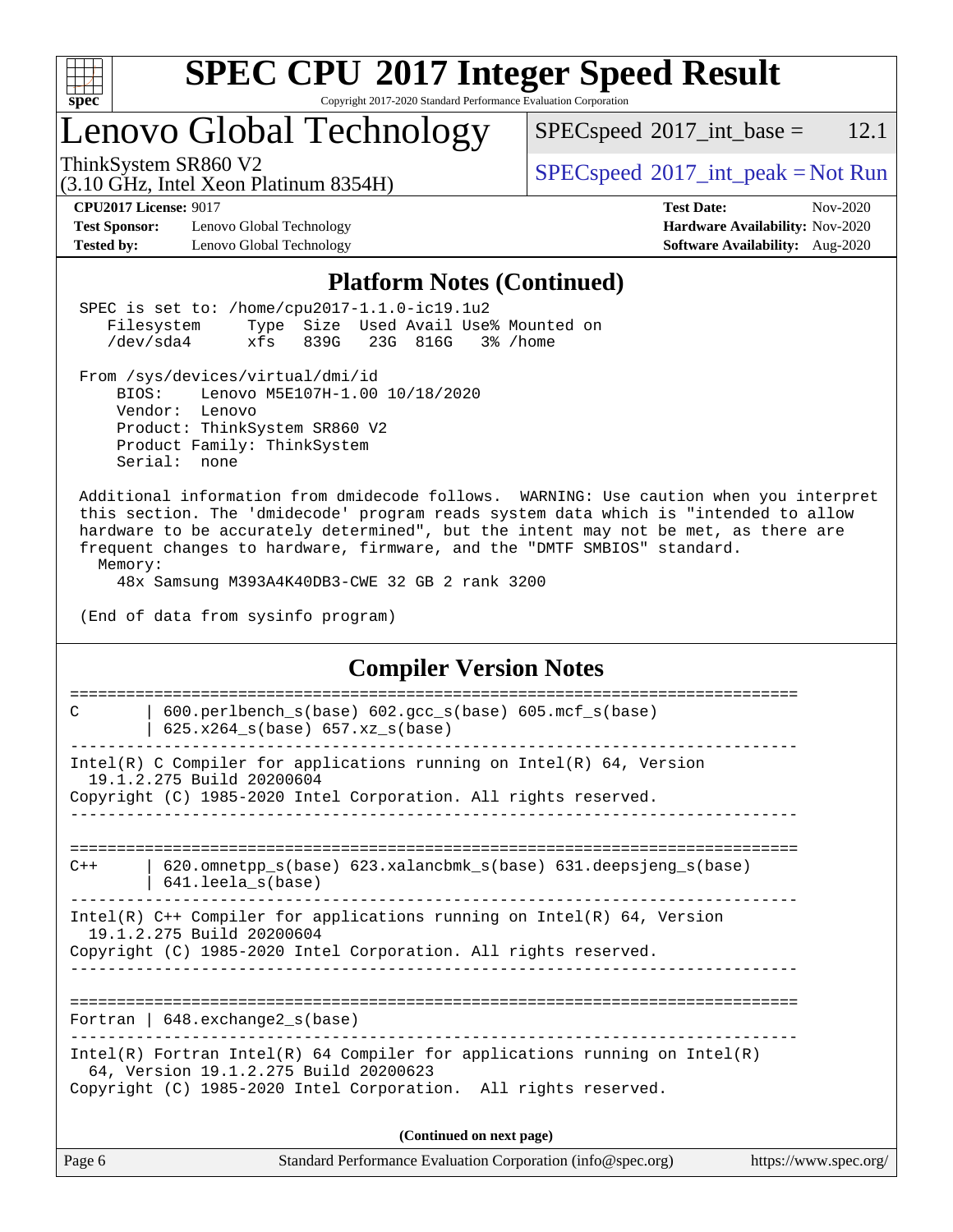## Platform Notes (Continued)

```
SPEC is set to: /home/cpu2017-1.1.0-ic19.1u2
   Filesystem     Type  Size  Used Avail Use% Mounted on
   /dev/sda4      xfs   839G   23G  816G   3% /home

From /sys/devices/virtual/dmi/id
    BIOS:    Lenovo M5E107H-1.00 10/18/2020
    Vendor:  Lenovo
    Product: ThinkSystem SR860 V2
    Product Family: ThinkSystem
    Serial:  none

Additional information from dmidecode follows.  WARNING: Use caution when you interpret
this section. The 'dmidecode' program reads system data which is "intended to allow
hardware to be accurately determined", but the intent may not be met, as there are
frequent changes to hardware, firmware, and the "DMTF SMBIOS" standard.
  Memory:
    48x Samsung M393A4K40DB3-CWE 32 GB 2 rank 3200

(End of data from sysinfo program)
```

## Compiler Version Notes

```
==============================================================================
C       | 600.perlbench_s(base) 602.gcc_s(base) 605.mcf_s(base)
        | 625.x264_s(base) 657.xz_s(base)
------------------------------------------------------------------------------
Intel(R) C Compiler for applications running on Intel(R) 64, Version
  19.1.2.275 Build 20200604
Copyright (C) 1985-2020 Intel Corporation. All rights reserved.
------------------------------------------------------------------------------

==============================================================================
C++     | 620.omnetpp_s(base) 623.xalancbmk_s(base) 631.deepsjeng_s(base)
        | 641.leela_s(base)
------------------------------------------------------------------------------
Intel(R) C++ Compiler for applications running on Intel(R) 64, Version
  19.1.2.275 Build 20200604
Copyright (C) 1985-2020 Intel Corporation. All rights reserved.
------------------------------------------------------------------------------

==============================================================================
Fortran | 648.exchange2_s(base)
------------------------------------------------------------------------------
Intel(R) Fortran Intel(R) 64 Compiler for applications running on Intel(R)
  64, Version 19.1.2.275 Build 20200623
Copyright (C) 1985-2020 Intel Corporation.  All rights reserved.
```

**(Continued on next page)**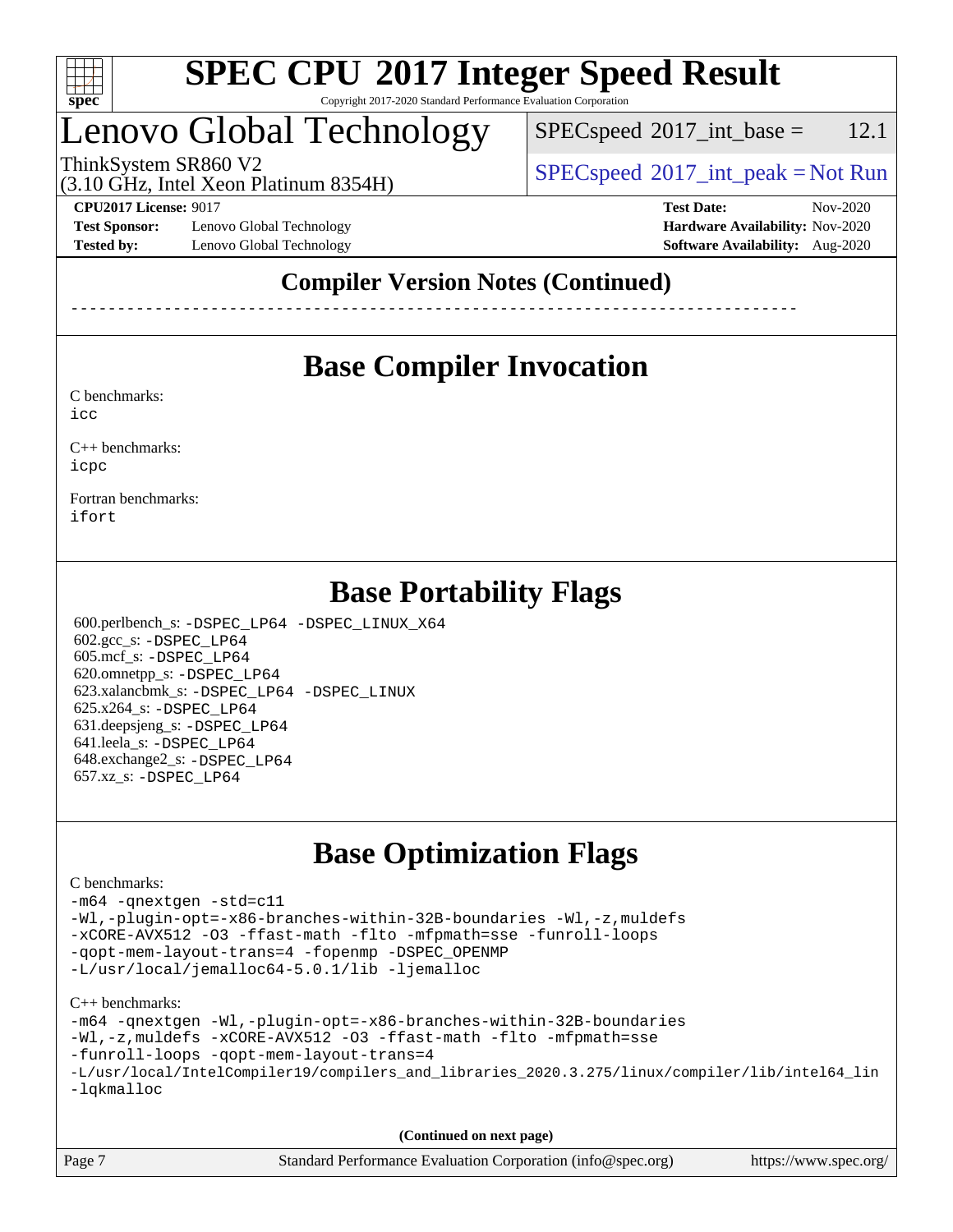# Lenovo Global Technology

ThinkSystem SR860 V2
(3.10 GHz, Intel Xeon Platinum 8354H)

SPECspeed 2017_int_base = 12.1

SPECspeed 2017_int_peak = Not Run

**CPU2017 License:** 9017
**Test Sponsor:** Lenovo Global Technology
**Tested by:** Lenovo Global Technology

**Test Date:** Nov-2020
**Hardware Availability:** Nov-2020
**Software Availability:** Aug-2020

## Compiler Version Notes (Continued)

------------------------------------------------------------------------------

## Base Compiler Invocation

C benchmarks:
icc

C++ benchmarks:
icpc

Fortran benchmarks:
ifort

## Base Portability Flags

600.perlbench_s: -DSPEC_LP64 -DSPEC_LINUX_X64
602.gcc_s: -DSPEC_LP64
605.mcf_s: -DSPEC_LP64
620.omnetpp_s: -DSPEC_LP64
623.xalancbmk_s: -DSPEC_LP64 -DSPEC_LINUX
625.x264_s: -DSPEC_LP64
631.deepsjeng_s: -DSPEC_LP64
641.leela_s: -DSPEC_LP64
648.exchange2_s: -DSPEC_LP64
657.xz_s: -DSPEC_LP64

## Base Optimization Flags

C benchmarks:

```
-m64 -qnextgen -std=c11
-Wl,-plugin-opt=-x86-branches-within-32B-boundaries -Wl,-z,muldefs
-xCORE-AVX512 -O3 -ffast-math -flto -mfpmath=sse -funroll-loops
-qopt-mem-layout-trans=4 -fopenmp -DSPEC_OPENMP
-L/usr/local/jemalloc64-5.0.1/lib -ljemalloc
```

C++ benchmarks:

```
-m64 -qnextgen -Wl,-plugin-opt=-x86-branches-within-32B-boundaries
-Wl,-z,muldefs -xCORE-AVX512 -O3 -ffast-math -flto -mfpmath=sse
-funroll-loops -qopt-mem-layout-trans=4
-L/usr/local/IntelCompiler19/compilers_and_libraries_2020.3.275/linux/compiler/lib/intel64_lin
-lqkmalloc
```

**(Continued on next page)**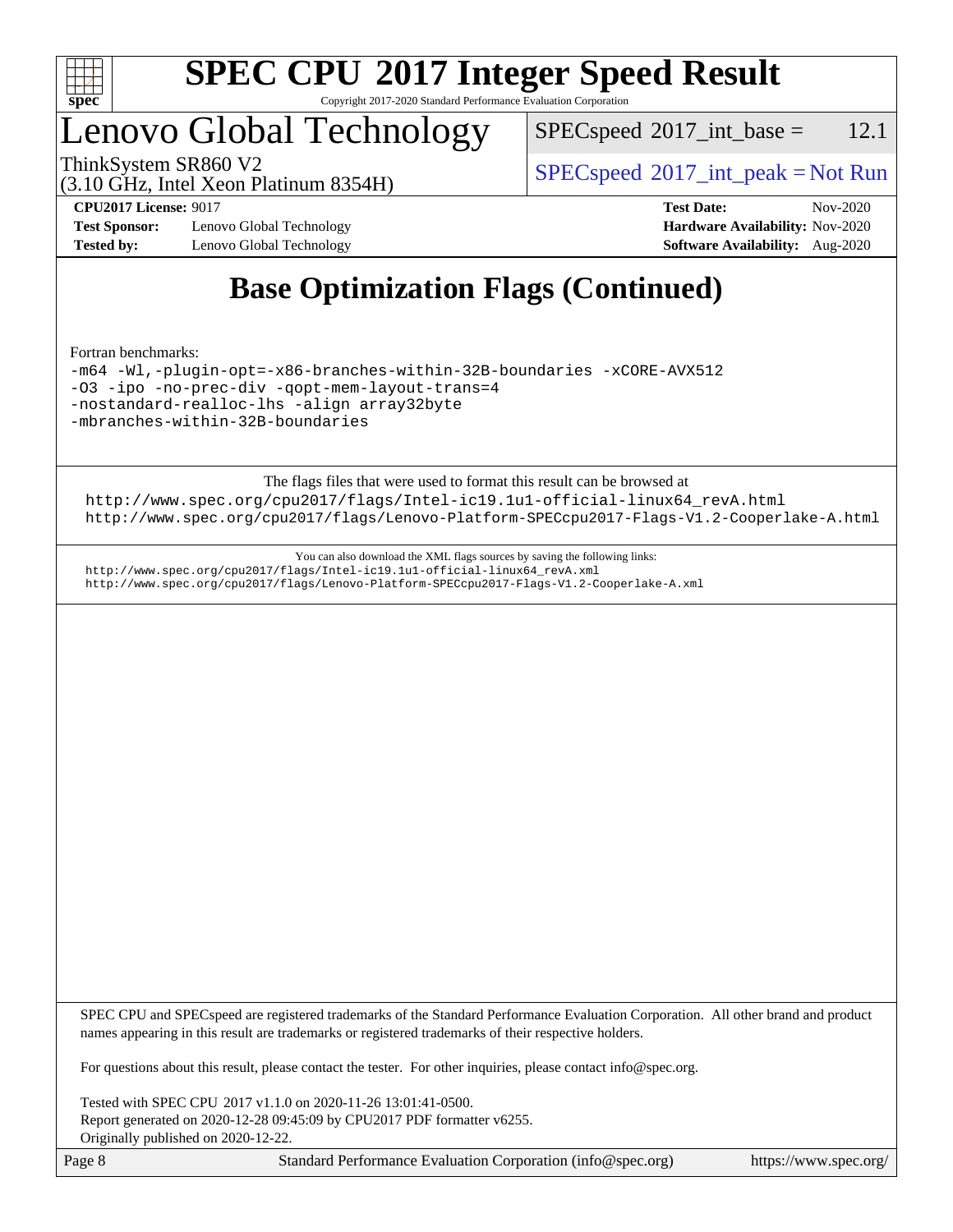# Base Optimization Flags (Continued)

Fortran benchmarks:

```
-m64 -Wl,-plugin-opt=-x86-branches-within-32B-boundaries -xCORE-AVX512
-O3 -ipo -no-prec-div -qopt-mem-layout-trans=4
-nostandard-realloc-lhs -align array32byte
-mbranches-within-32B-boundaries
```

The flags files that were used to format this result can be browsed at

http://www.spec.org/cpu2017/flags/Intel-ic19.1u1-official-linux64_revA.html
http://www.spec.org/cpu2017/flags/Lenovo-Platform-SPECcpu2017-Flags-V1.2-Cooperlake-A.html

You can also download the XML flags sources by saving the following links:

http://www.spec.org/cpu2017/flags/Intel-ic19.1u1-official-linux64_revA.xml
http://www.spec.org/cpu2017/flags/Lenovo-Platform-SPECcpu2017-Flags-V1.2-Cooperlake-A.xml

SPEC CPU and SPECspeed are registered trademarks of the Standard Performance Evaluation Corporation. All other brand and product names appearing in this result are trademarks or registered trademarks of their respective holders.

For questions about this result, please contact the tester. For other inquiries, please contact info@spec.org.

Tested with SPEC CPU 2017 v1.1.0 on 2020-11-26 13:01:41-0500.
Report generated on 2020-12-28 09:45:09 by CPU2017 PDF formatter v6255.
Originally published on 2020-12-22.